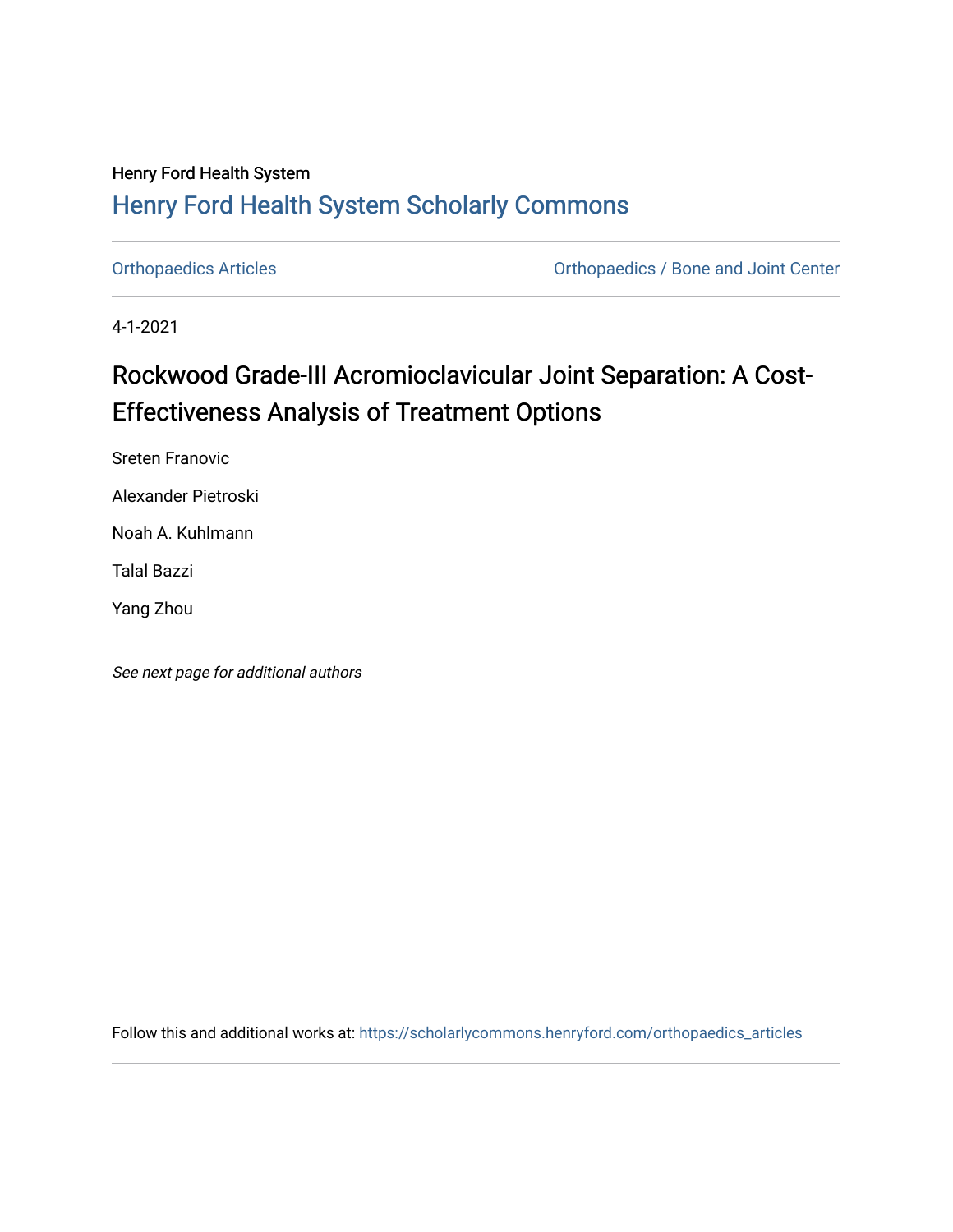Henry Ford Health System

## Henry Ford Health System Scholarly Commons

Orthopaedics Articles | Orthopaedics / Bone and Joint Center

4-1-2021

# Rockwood Grade-III Acromioclavicular Joint Separation: A Cost-Effectiveness Analysis of Treatment Options

Sreten Franovic

Alexander Pietroski

Noah A. Kuhlmann

Talal Bazzi

Yang Zhou

*See next page for additional authors*

Follow this and additional works at: https://scholarlycommons.henryford.com/orthopaedics_articles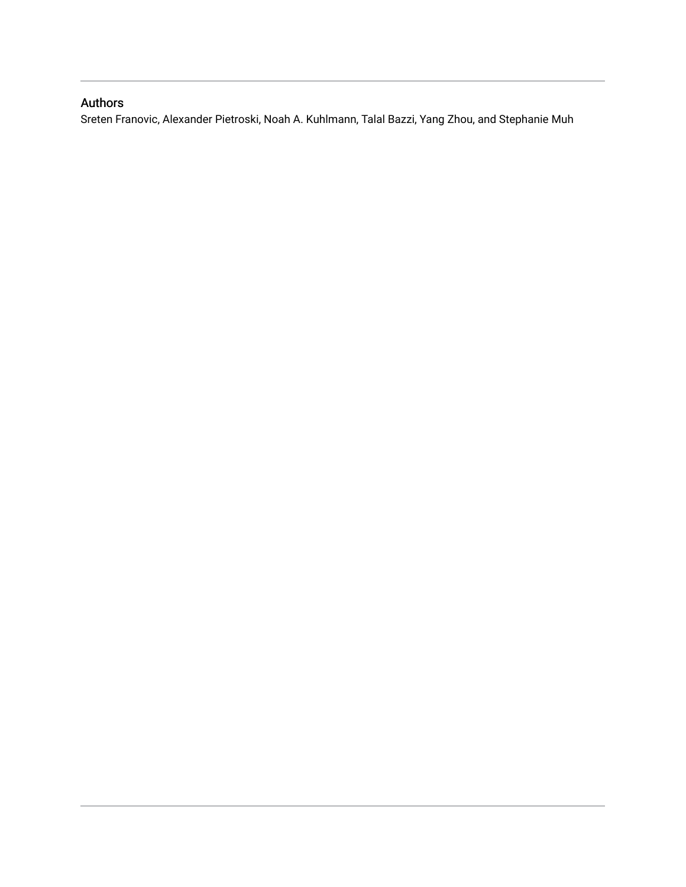## Authors

Sreten Franovic, Alexander Pietroski, Noah A. Kuhlmann, Talal Bazzi, Yang Zhou, and Stephanie Muh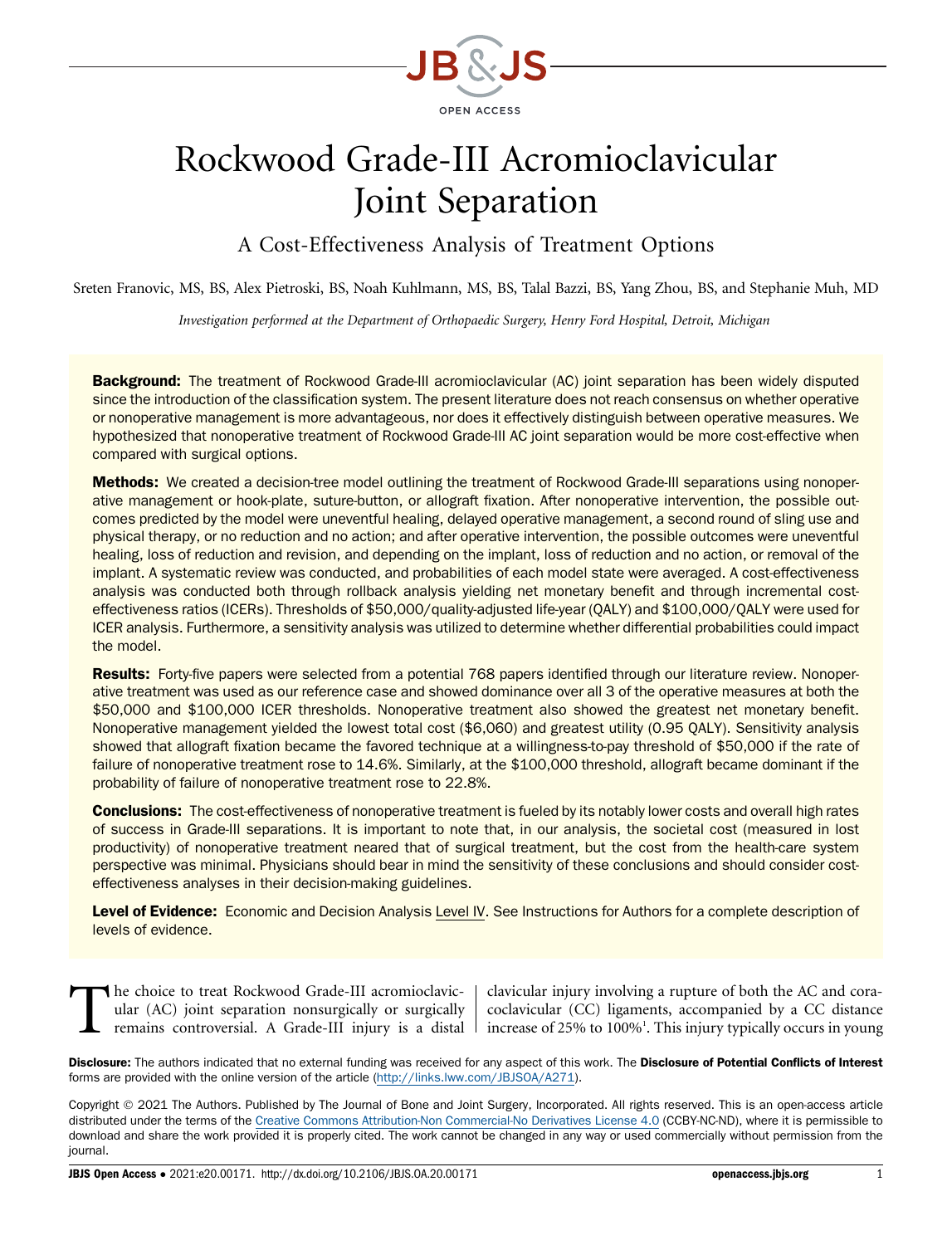# Rockwood Grade-III Acromioclavicular Joint Separation

## A Cost-Effectiveness Analysis of Treatment Options

Sreten Franovic, MS, BS, Alex Pietroski, BS, Noah Kuhlmann, MS, BS, Talal Bazzi, BS, Yang Zhou, BS, and Stephanie Muh, MD

*Investigation performed at the Department of Orthopaedic Surgery, Henry Ford Hospital, Detroit, Michigan*

**Background:** The treatment of Rockwood Grade-III acromioclavicular (AC) joint separation has been widely disputed since the introduction of the classification system. The present literature does not reach consensus on whether operative or nonoperative management is more advantageous, nor does it effectively distinguish between operative measures. We hypothesized that nonoperative treatment of Rockwood Grade-III AC joint separation would be more cost-effective when compared with surgical options.

**Methods:** We created a decision-tree model outlining the treatment of Rockwood Grade-III separations using nonoperative management or hook-plate, suture-button, or allograft fixation. After nonoperative intervention, the possible outcomes predicted by the model were uneventful healing, delayed operative management, a second round of sling use and physical therapy, or no reduction and no action; and after operative intervention, the possible outcomes were uneventful healing, loss of reduction and revision, and depending on the implant, loss of reduction and no action, or removal of the implant. A systematic review was conducted, and probabilities of each model state were averaged. A cost-effectiveness analysis was conducted both through rollback analysis yielding net monetary benefit and through incremental cost-effectiveness ratios (ICERs). Thresholds of $50,000/quality-adjusted life-year (QALY) and $100,000/QALY were used for ICER analysis. Furthermore, a sensitivity analysis was utilized to determine whether differential probabilities could impact the model.

**Results:** Forty-five papers were selected from a potential 768 papers identified through our literature review. Nonoperative treatment was used as our reference case and showed dominance over all 3 of the operative measures at both the $50,000 and $100,000 ICER thresholds. Nonoperative treatment also showed the greatest net monetary benefit. Nonoperative management yielded the lowest total cost ($6,060) and greatest utility (0.95 QALY). Sensitivity analysis showed that allograft fixation became the favored technique at a willingness-to-pay threshold of $50,000 if the rate of failure of nonoperative treatment rose to 14.6%. Similarly, at the $100,000 threshold, allograft became dominant if the probability of failure of nonoperative treatment rose to 22.8%.

**Conclusions:** The cost-effectiveness of nonoperative treatment is fueled by its notably lower costs and overall high rates of success in Grade-III separations. It is important to note that, in our analysis, the societal cost (measured in lost productivity) of nonoperative treatment neared that of surgical treatment, but the cost from the health-care system perspective was minimal. Physicians should bear in mind the sensitivity of these conclusions and should consider cost-effectiveness analyses in their decision-making guidelines.

**Level of Evidence:** Economic and Decision Analysis Level IV. See Instructions for Authors for a complete description of levels of evidence.

The choice to treat Rockwood Grade-III acromioclavicular (AC) joint separation nonsurgically or surgically remains controversial. A Grade-III injury is a distal clavicular injury involving a rupture of both the AC and coracoclavicular (CC) ligaments, accompanied by a CC distance increase of 25% to 100%[1]. This injury typically occurs in young

**Disclosure:** The authors indicated that no external funding was received for any aspect of this work. The **Disclosure of Potential Conflicts of Interest** forms are provided with the online version of the article (http://links.lww.com/JBJSOA/A271).

Copyright © 2021 The Authors. Published by The Journal of Bone and Joint Surgery, Incorporated. All rights reserved. This is an open-access article distributed under the terms of the Creative Commons Attribution-Non Commercial-No Derivatives License 4.0 (CCBY-NC-ND), where it is permissible to download and share the work provided it is properly cited. The work cannot be changed in any way or used commercially without permission from the journal.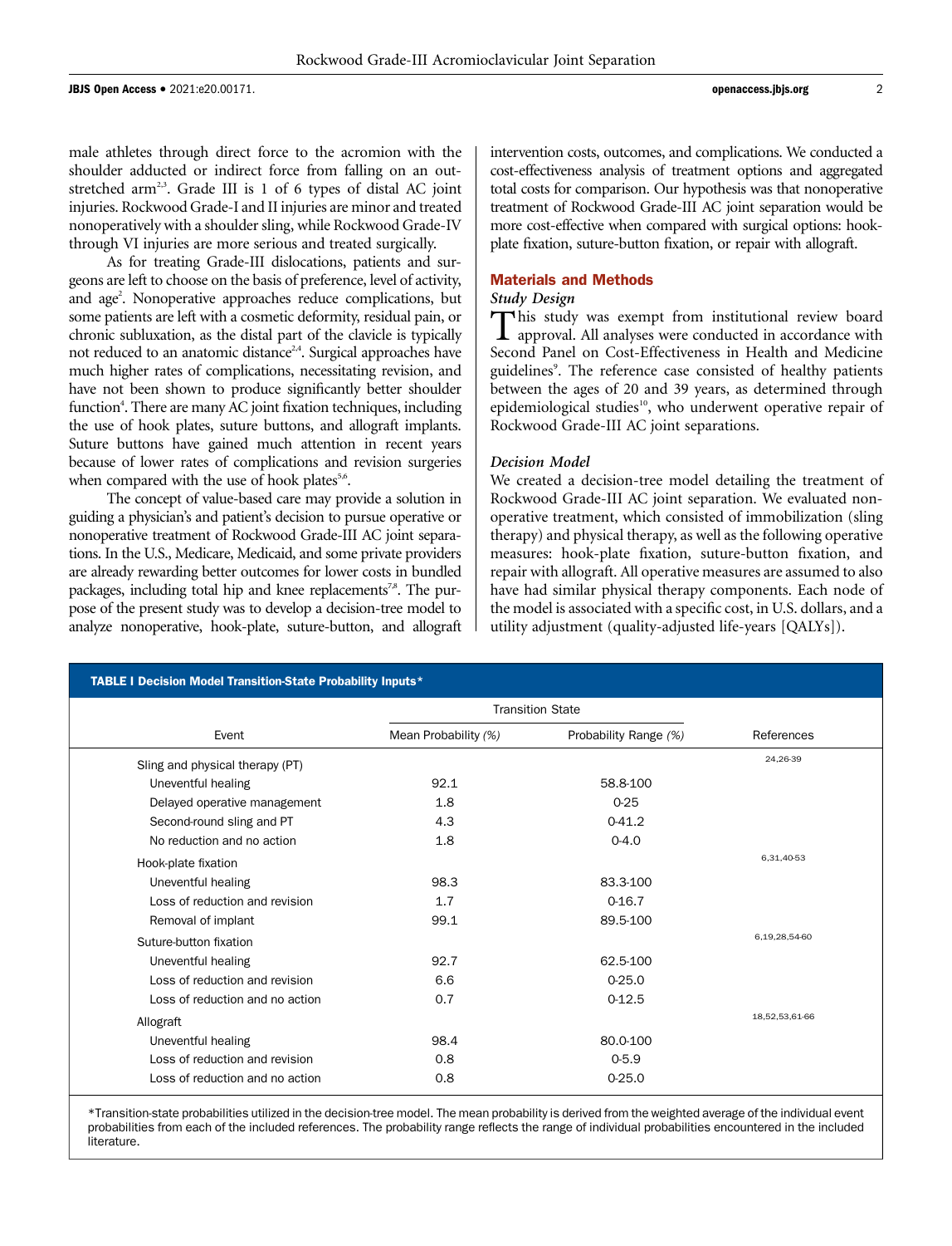male athletes through direct force to the acromion with the shoulder adducted or indirect force from falling on an outstretched arm[2,3]. Grade III is 1 of 6 types of distal AC joint injuries. Rockwood Grade-I and II injuries are minor and treated nonoperatively with a shoulder sling, while Rockwood Grade-IV through VI injuries are more serious and treated surgically.

As for treating Grade-III dislocations, patients and surgeons are left to choose on the basis of preference, level of activity, and age[2]. Nonoperative approaches reduce complications, but some patients are left with a cosmetic deformity, residual pain, or chronic subluxation, as the distal part of the clavicle is typically not reduced to an anatomic distance[2,4]. Surgical approaches have much higher rates of complications, necessitating revision, and have not been shown to produce significantly better shoulder function[4]. There are many AC joint fixation techniques, including the use of hook plates, suture buttons, and allograft implants. Suture buttons have gained much attention in recent years because of lower rates of complications and revision surgeries when compared with the use of hook plates[5,6].

The concept of value-based care may provide a solution in guiding a physician's and patient's decision to pursue operative or nonoperative treatment of Rockwood Grade-III AC joint separations. In the U.S., Medicare, Medicaid, and some private providers are already rewarding better outcomes for lower costs in bundled packages, including total hip and knee replacements[7,8]. The purpose of the present study was to develop a decision-tree model to analyze nonoperative, hook-plate, suture-button, and allograft intervention costs, outcomes, and complications. We conducted a cost-effectiveness analysis of treatment options and aggregated total costs for comparison. Our hypothesis was that nonoperative treatment of Rockwood Grade-III AC joint separation would be more cost-effective when compared with surgical options: hook-plate fixation, suture-button fixation, or repair with allograft.

## Materials and Methods

### *Study Design*

This study was exempt from institutional review board approval. All analyses were conducted in accordance with Second Panel on Cost-Effectiveness in Health and Medicine guidelines[9]. The reference case consisted of healthy patients between the ages of 20 and 39 years, as determined through epidemiological studies[10], who underwent operative repair of Rockwood Grade-III AC joint separations.

### *Decision Model*

We created a decision-tree model detailing the treatment of Rockwood Grade-III AC joint separation. We evaluated nonoperative treatment, which consisted of immobilization (sling therapy) and physical therapy, as well as the following operative measures: hook-plate fixation, suture-button fixation, and repair with allograft. All operative measures are assumed to also have had similar physical therapy components. Each node of the model is associated with a specific cost, in U.S. dollars, and a utility adjustment (quality-adjusted life-years [QALYs]).

**TABLE I Decision Model Transition-State Probability Inputs***

| Event | Transition State | | References |
|---|---|---|---|
| | Mean Probability *(%)* | Probability Range *(%)* | |
| Sling and physical therapy (PT) | | | 24,26-39 |
| Uneventful healing | 92.1 | 58.8-100 | |
| Delayed operative management | 1.8 | 0-25 | |
| Second-round sling and PT | 4.3 | 0-41.2 | |
| No reduction and no action | 1.8 | 0-4.0 | |
| Hook-plate fixation | | | 6,31,40-53 |
| Uneventful healing | 98.3 | 83.3-100 | |
| Loss of reduction and revision | 1.7 | 0-16.7 | |
| Removal of implant | 99.1 | 89.5-100 | |
| Suture-button fixation | | | 6,19,28,54-60 |
| Uneventful healing | 92.7 | 62.5-100 | |
| Loss of reduction and revision | 6.6 | 0-25.0 | |
| Loss of reduction and no action | 0.7 | 0-12.5 | |
| Allograft | | | 18,52,53,61-66 |
| Uneventful healing | 98.4 | 80.0-100 | |
| Loss of reduction and revision | 0.8 | 0-5.9 | |
| Loss of reduction and no action | 0.8 | 0-25.0 | |

*Transition-state probabilities utilized in the decision-tree model. The mean probability is derived from the weighted average of the individual event probabilities from each of the included references. The probability range reflects the range of individual probabilities encountered in the included literature.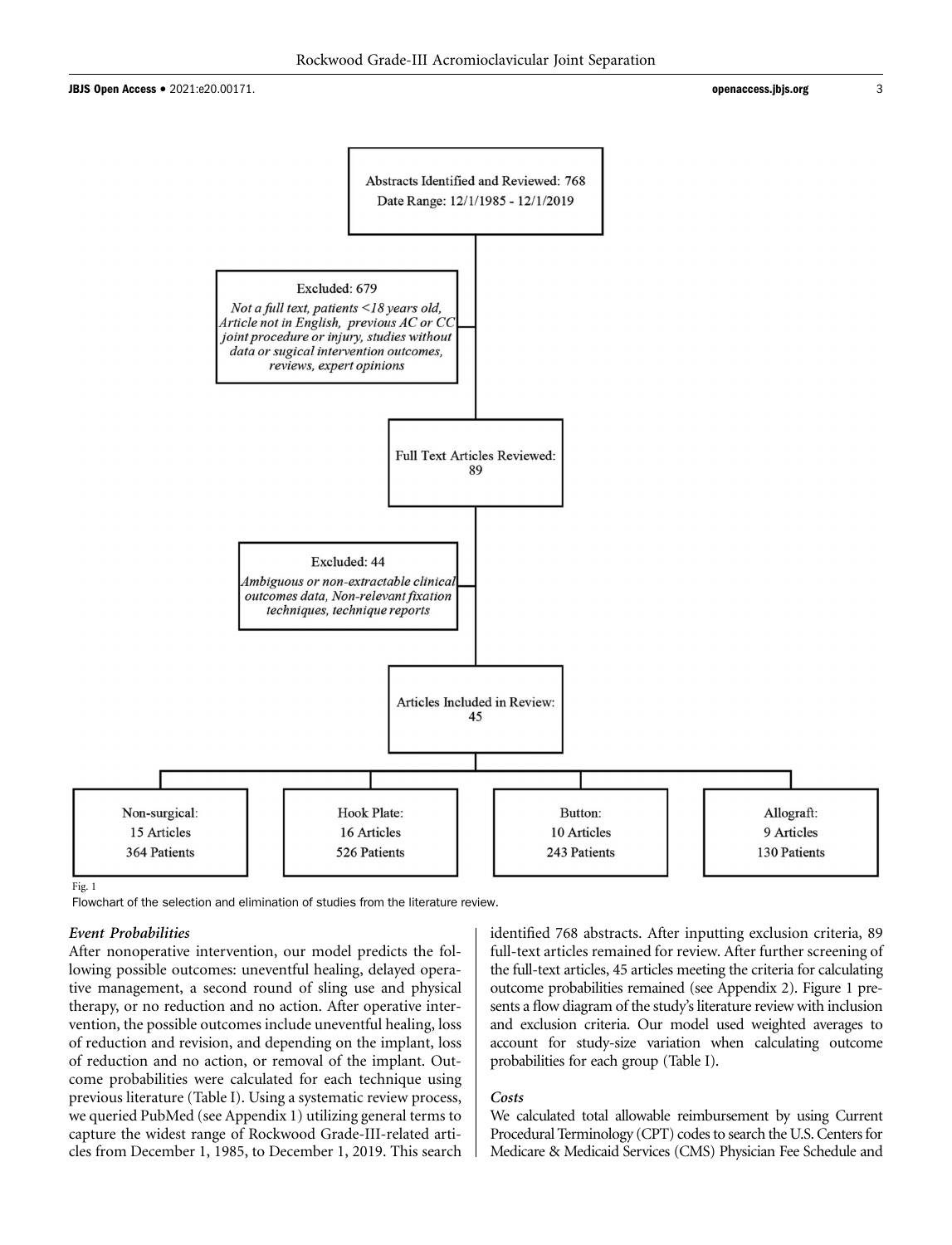Abstracts Identified and Reviewed: 768
Date Range: 12/1/1985 - 12/1/2019

Excluded: 679
*Not a full text, patients <18 years old, Article not in English, previous AC or CC joint procedure or injury, studies without data or sugical intervention outcomes, reviews, expert opinions*

Full Text Articles Reviewed: 89

Excluded: 44
*Ambiguous or non-extractable clinical outcomes data, Non-relevant fixation techniques, technique reports*

Articles Included in Review: 45

| Non-surgical: | Hook Plate: | Button: | Allograft: |
|---|---|---|---|
| 15 Articles | 16 Articles | 10 Articles | 9 Articles |
| 364 Patients | 526 Patients | 243 Patients | 130 Patients |

Fig. 1

Flowchart of the selection and elimination of studies from the literature review.

### *Event Probabilities*

After nonoperative intervention, our model predicts the following possible outcomes: uneventful healing, delayed operative management, a second round of sling use and physical therapy, or no reduction and no action. After operative intervention, the possible outcomes include uneventful healing, loss of reduction and revision, and depending on the implant, loss of reduction and no action, or removal of the implant. Outcome probabilities were calculated for each technique using previous literature (Table I). Using a systematic review process, we queried PubMed (see Appendix 1) utilizing general terms to capture the widest range of Rockwood Grade-III-related articles from December 1, 1985, to December 1, 2019. This search identified 768 abstracts. After inputting exclusion criteria, 89 full-text articles remained for review. After further screening of the full-text articles, 45 articles meeting the criteria for calculating outcome probabilities remained (see Appendix 2). Figure 1 presents a flow diagram of the study's literature review with inclusion and exclusion criteria. Our model used weighted averages to account for study-size variation when calculating outcome probabilities for each group (Table I).

### *Costs*

We calculated total allowable reimbursement by using Current Procedural Terminology (CPT) codes to search the U.S. Centers for Medicare & Medicaid Services (CMS) Physician Fee Schedule and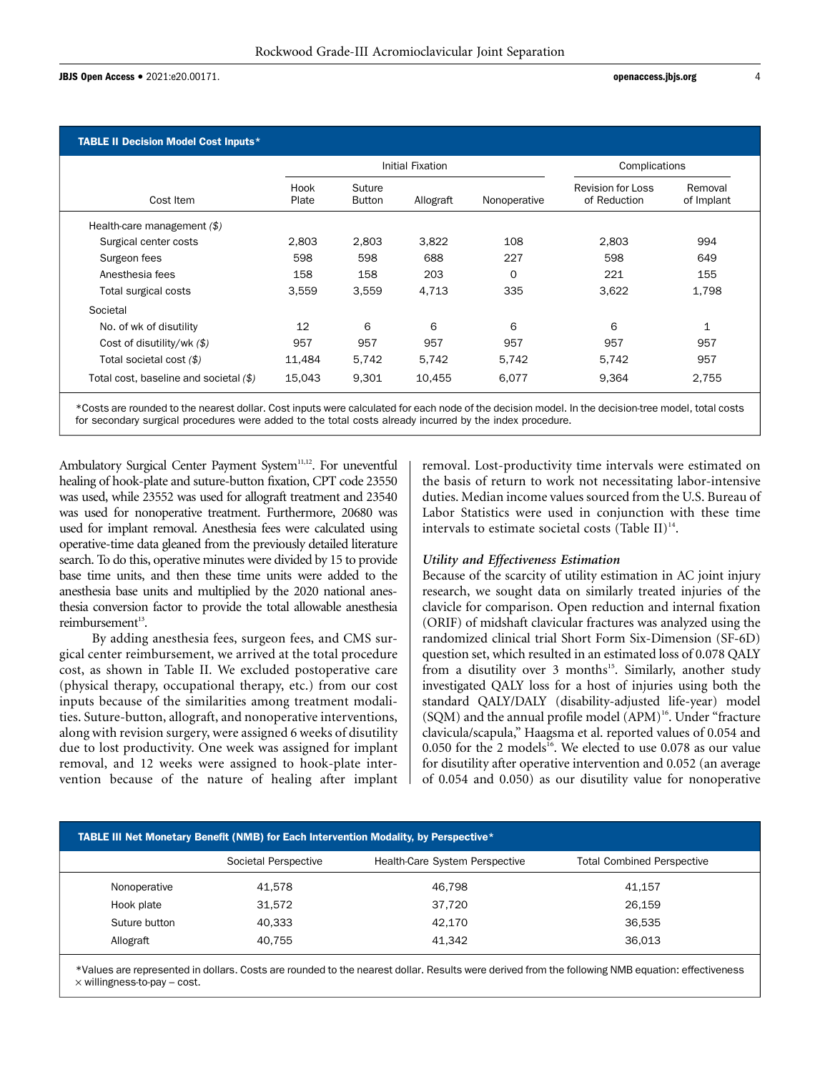**TABLE II Decision Model Cost Inputs***

| Cost Item | Initial Fixation | | | | Complications | |
|---|---|---|---|---|---|---|
| | Hook Plate | Suture Button | Allograft | Nonoperative | Revision for Loss of Reduction | Removal of Implant |
| Health-care management *($)* | | | | | | |
| Surgical center costs | 2,803 | 2,803 | 3,822 | 108 | 2,803 | 994 |
| Surgeon fees | 598 | 598 | 688 | 227 | 598 | 649 |
| Anesthesia fees | 158 | 158 | 203 | 0 | 221 | 155 |
| Total surgical costs | 3,559 | 3,559 | 4,713 | 335 | 3,622 | 1,798 |
| Societal | | | | | | |
| No. of wk of disutility | 12 | 6 | 6 | 6 | 6 | 1 |
| Cost of disutility/wk *($)* | 957 | 957 | 957 | 957 | 957 | 957 |
| Total societal cost *($)* | 11,484 | 5,742 | 5,742 | 5,742 | 5,742 | 957 |
| Total cost, baseline and societal *($)* | 15,043 | 9,301 | 10,455 | 6,077 | 9,364 | 2,755 |

*Costs are rounded to the nearest dollar. Cost inputs were calculated for each node of the decision model. In the decision-tree model, total costs for secondary surgical procedures were added to the total costs already incurred by the index procedure.

Ambulatory Surgical Center Payment System[11,12]. For uneventful healing of hook-plate and suture-button fixation, CPT code 23550 was used, while 23552 was used for allograft treatment and 23540 was used for nonoperative treatment. Furthermore, 20680 was used for implant removal. Anesthesia fees were calculated using operative-time data gleaned from the previously detailed literature search. To do this, operative minutes were divided by 15 to provide base time units, and then these time units were added to the anesthesia base units and multiplied by the 2020 national anesthesia conversion factor to provide the total allowable anesthesia reimbursement[13].

By adding anesthesia fees, surgeon fees, and CMS surgical center reimbursement, we arrived at the total procedure cost, as shown in Table II. We excluded postoperative care (physical therapy, occupational therapy, etc.) from our cost inputs because of the similarities among treatment modalities. Suture-button, allograft, and nonoperative interventions, along with revision surgery, were assigned 6 weeks of disutility due to lost productivity. One week was assigned for implant removal, and 12 weeks were assigned to hook-plate intervention because of the nature of healing after implant removal. Lost-productivity time intervals were estimated on the basis of return to work not necessitating labor-intensive duties. Median income values sourced from the U.S. Bureau of Labor Statistics were used in conjunction with these time intervals to estimate societal costs (Table II)[14].

### *Utility and Effectiveness Estimation*

Because of the scarcity of utility estimation in AC joint injury research, we sought data on similarly treated injuries of the clavicle for comparison. Open reduction and internal fixation (ORIF) of midshaft clavicular fractures was analyzed using the randomized clinical trial Short Form Six-Dimension (SF-6D) question set, which resulted in an estimated loss of 0.078 QALY from a disutility over 3 months[15]. Similarly, another study investigated QALY loss for a host of injuries using both the standard QALY/DALY (disability-adjusted life-year) model (SQM) and the annual profile model (APM)[16]. Under "fracture clavicula/scapula," Haagsma et al. reported values of 0.054 and 0.050 for the 2 models[16]. We elected to use 0.078 as our value for disutility after operative intervention and 0.052 (an average of 0.054 and 0.050) as our disutility value for nonoperative

**TABLE III Net Monetary Benefit (NMB) for Each Intervention Modality, by Perspective***

| | Societal Perspective | Health-Care System Perspective | Total Combined Perspective |
|---|---|---|---|
| Nonoperative | 41,578 | 46,798 | 41,157 |
| Hook plate | 31,572 | 37,720 | 26,159 |
| Suture button | 40,333 | 42,170 | 36,535 |
| Allograft | 40,755 | 41,342 | 36,013 |

*Values are represented in dollars. Costs are rounded to the nearest dollar. Results were derived from the following NMB equation: effectiveness × willingness-to-pay – cost.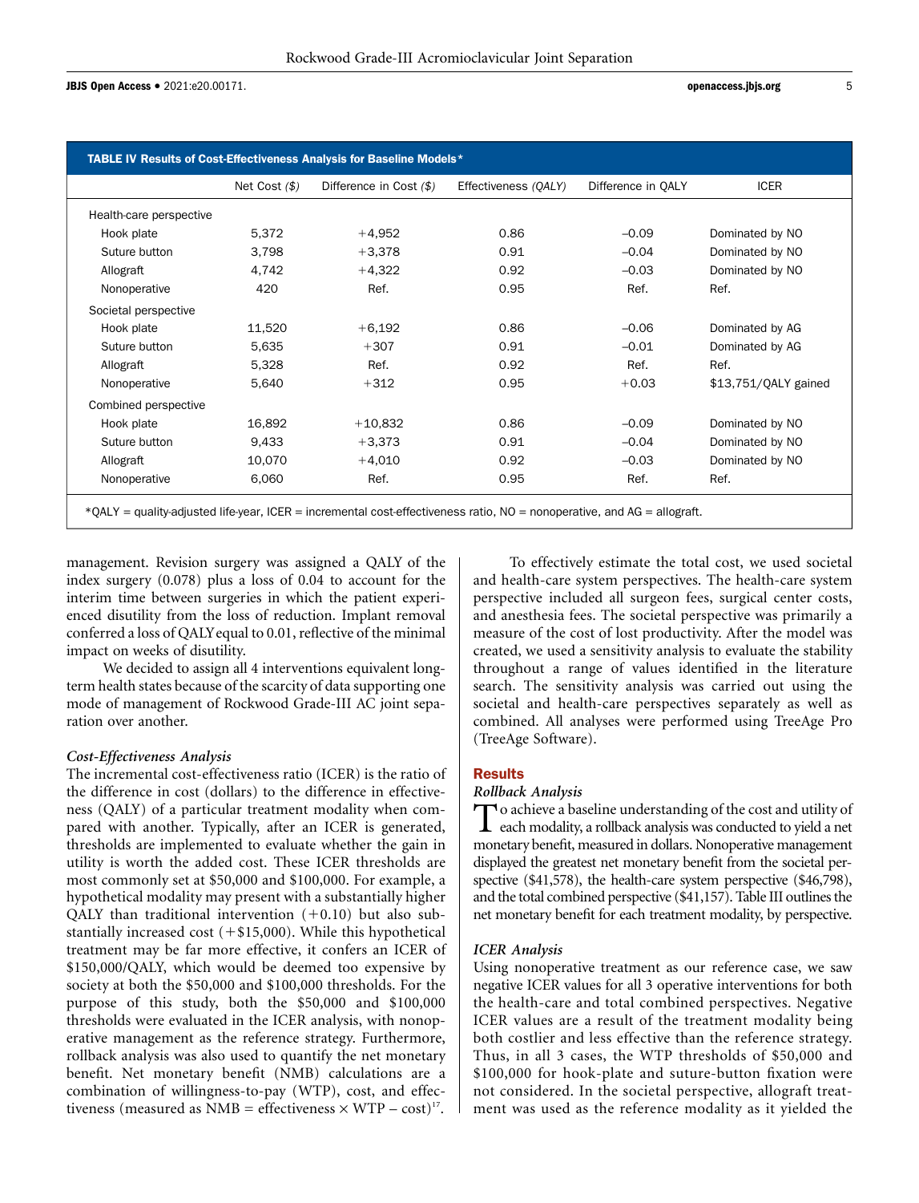**TABLE IV Results of Cost-Effectiveness Analysis for Baseline Models***

| | Net Cost *($)* | Difference in Cost *($)* | Effectiveness *(QALY)* | Difference in QALY | ICER |
|---|---|---|---|---|---|
| Health-care perspective | | | | | |
| Hook plate | 5,372 | +4,952 | 0.86 | −0.09 | Dominated by NO |
| Suture button | 3,798 | +3,378 | 0.91 | −0.04 | Dominated by NO |
| Allograft | 4,742 | +4,322 | 0.92 | −0.03 | Dominated by NO |
| Nonoperative | 420 | Ref. | 0.95 | Ref. | Ref. |
| Societal perspective | | | | | |
| Hook plate | 11,520 | +6,192 | 0.86 | −0.06 | Dominated by AG |
| Suture button | 5,635 | +307 | 0.91 | −0.01 | Dominated by AG |
| Allograft | 5,328 | Ref. | 0.92 | Ref. | Ref. |
| Nonoperative | 5,640 | +312 | 0.95 | +0.03 | $13,751/QALY gained |
| Combined perspective | | | | | |
| Hook plate | 16,892 | +10,832 | 0.86 | −0.09 | Dominated by NO |
| Suture button | 9,433 | +3,373 | 0.91 | −0.04 | Dominated by NO |
| Allograft | 10,070 | +4,010 | 0.92 | −0.03 | Dominated by NO |
| Nonoperative | 6,060 | Ref. | 0.95 | Ref. | Ref. |

*QALY = quality-adjusted life-year, ICER = incremental cost-effectiveness ratio, NO = nonoperative, and AG = allograft.

management. Revision surgery was assigned a QALY of the index surgery (0.078) plus a loss of 0.04 to account for the interim time between surgeries in which the patient experienced disutility from the loss of reduction. Implant removal conferred a loss of QALY equal to 0.01, reflective of the minimal impact on weeks of disutility.

We decided to assign all 4 interventions equivalent long-term health states because of the scarcity of data supporting one mode of management of Rockwood Grade-III AC joint separation over another.

### *Cost-Effectiveness Analysis*

The incremental cost-effectiveness ratio (ICER) is the ratio of the difference in cost (dollars) to the difference in effectiveness (QALY) of a particular treatment modality when compared with another. Typically, after an ICER is generated, thresholds are implemented to evaluate whether the gain in utility is worth the added cost. These ICER thresholds are most commonly set at $50,000 and $100,000. For example, a hypothetical modality may present with a substantially higher QALY than traditional intervention (+0.10) but also substantially increased cost (+$15,000). While this hypothetical treatment may be far more effective, it confers an ICER of $150,000/QALY, which would be deemed too expensive by society at both the $50,000 and $100,000 thresholds. For the purpose of this study, both the $50,000 and $100,000 thresholds were evaluated in the ICER analysis, with nonoperative management as the reference strategy. Furthermore, rollback analysis was also used to quantify the net monetary benefit. Net monetary benefit (NMB) calculations are a combination of willingness-to-pay (WTP), cost, and effectiveness (measured as NMB = effectiveness × WTP – cost)[17].

To effectively estimate the total cost, we used societal and health-care system perspectives. The health-care system perspective included all surgeon fees, surgical center costs, and anesthesia fees. The societal perspective was primarily a measure of the cost of lost productivity. After the model was created, we used a sensitivity analysis to evaluate the stability throughout a range of values identified in the literature search. The sensitivity analysis was carried out using the societal and health-care perspectives separately as well as combined. All analyses were performed using TreeAge Pro (TreeAge Software).

## Results

### *Rollback Analysis*

To achieve a baseline understanding of the cost and utility of each modality, a rollback analysis was conducted to yield a net monetary benefit, measured in dollars. Nonoperative management displayed the greatest net monetary benefit from the societal perspective ($41,578), the health-care system perspective ($46,798), and the total combined perspective ($41,157). Table III outlines the net monetary benefit for each treatment modality, by perspective.

### *ICER Analysis*

Using nonoperative treatment as our reference case, we saw negative ICER values for all 3 operative interventions for both the health-care and total combined perspectives. Negative ICER values are a result of the treatment modality being both costlier and less effective than the reference strategy. Thus, in all 3 cases, the WTP thresholds of $50,000 and $100,000 for hook-plate and suture-button fixation were not considered. In the societal perspective, allograft treatment was used as the reference modality as it yielded the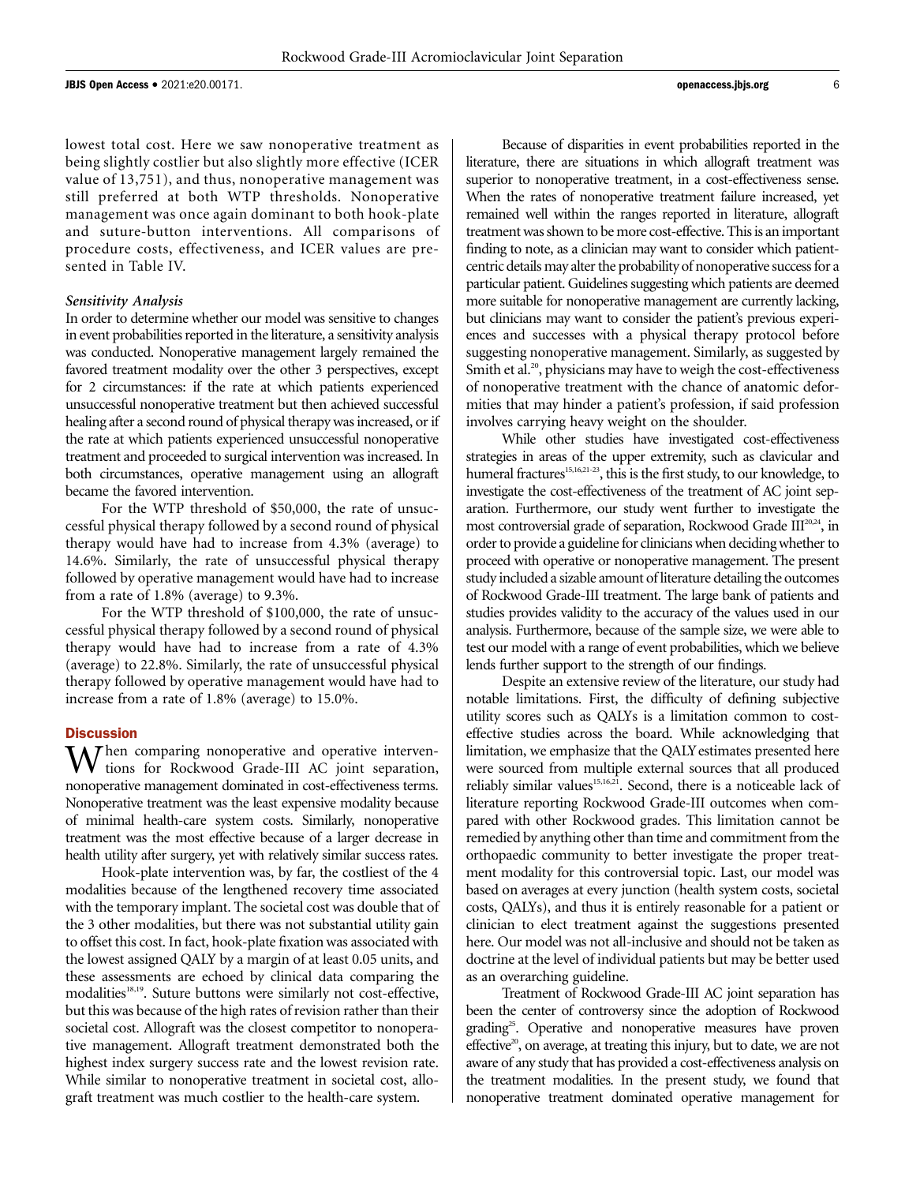lowest total cost. Here we saw nonoperative treatment as being slightly costlier but also slightly more effective (ICER value of 13,751), and thus, nonoperative management was still preferred at both WTP thresholds. Nonoperative management was once again dominant to both hook-plate and suture-button interventions. All comparisons of procedure costs, effectiveness, and ICER values are presented in Table IV.

### *Sensitivity Analysis*

In order to determine whether our model was sensitive to changes in event probabilities reported in the literature, a sensitivity analysis was conducted. Nonoperative management largely remained the favored treatment modality over the other 3 perspectives, except for 2 circumstances: if the rate at which patients experienced unsuccessful nonoperative treatment but then achieved successful healing after a second round of physical therapy was increased, or if the rate at which patients experienced unsuccessful nonoperative treatment and proceeded to surgical intervention was increased. In both circumstances, operative management using an allograft became the favored intervention.

For the WTP threshold of $50,000, the rate of unsuccessful physical therapy followed by a second round of physical therapy would have had to increase from 4.3% (average) to 14.6%. Similarly, the rate of unsuccessful physical therapy followed by operative management would have had to increase from a rate of 1.8% (average) to 9.3%.

For the WTP threshold of $100,000, the rate of unsuccessful physical therapy followed by a second round of physical therapy would have had to increase from a rate of 4.3% (average) to 22.8%. Similarly, the rate of unsuccessful physical therapy followed by operative management would have had to increase from a rate of 1.8% (average) to 15.0%.

## Discussion

When comparing nonoperative and operative interventions for Rockwood Grade-III AC joint separation, nonoperative management dominated in cost-effectiveness terms. Nonoperative treatment was the least expensive modality because of minimal health-care system costs. Similarly, nonoperative treatment was the most effective because of a larger decrease in health utility after surgery, yet with relatively similar success rates.

Hook-plate intervention was, by far, the costliest of the 4 modalities because of the lengthened recovery time associated with the temporary implant. The societal cost was double that of the 3 other modalities, but there was not substantial utility gain to offset this cost. In fact, hook-plate fixation was associated with the lowest assigned QALY by a margin of at least 0.05 units, and these assessments are echoed by clinical data comparing the modalities[18,19]. Suture buttons were similarly not cost-effective, but this was because of the high rates of revision rather than their societal cost. Allograft was the closest competitor to nonoperative management. Allograft treatment demonstrated both the highest index surgery success rate and the lowest revision rate. While similar to nonoperative treatment in societal cost, allograft treatment was much costlier to the health-care system.

Because of disparities in event probabilities reported in the literature, there are situations in which allograft treatment was superior to nonoperative treatment, in a cost-effectiveness sense. When the rates of nonoperative treatment failure increased, yet remained well within the ranges reported in literature, allograft treatment was shown to be more cost-effective. This is an important finding to note, as a clinician may want to consider which patient-centric details may alter the probability of nonoperative success for a particular patient. Guidelines suggesting which patients are deemed more suitable for nonoperative management are currently lacking, but clinicians may want to consider the patient's previous experiences and successes with a physical therapy protocol before suggesting nonoperative management. Similarly, as suggested by Smith et al.[20], physicians may have to weigh the cost-effectiveness of nonoperative treatment with the chance of anatomic deformities that may hinder a patient's profession, if said profession involves carrying heavy weight on the shoulder.

While other studies have investigated cost-effectiveness strategies in areas of the upper extremity, such as clavicular and humeral fractures[15,16,21-23], this is the first study, to our knowledge, to investigate the cost-effectiveness of the treatment of AC joint separation. Furthermore, our study went further to investigate the most controversial grade of separation, Rockwood Grade III[20,24], in order to provide a guideline for clinicians when deciding whether to proceed with operative or nonoperative management. The present study included a sizable amount of literature detailing the outcomes of Rockwood Grade-III treatment. The large bank of patients and studies provides validity to the accuracy of the values used in our analysis. Furthermore, because of the sample size, we were able to test our model with a range of event probabilities, which we believe lends further support to the strength of our findings.

Despite an extensive review of the literature, our study had notable limitations. First, the difficulty of defining subjective utility scores such as QALYs is a limitation common to cost-effective studies across the board. While acknowledging that limitation, we emphasize that the QALY estimates presented here were sourced from multiple external sources that all produced reliably similar values[15,16,21]. Second, there is a noticeable lack of literature reporting Rockwood Grade-III outcomes when compared with other Rockwood grades. This limitation cannot be remedied by anything other than time and commitment from the orthopaedic community to better investigate the proper treatment modality for this controversial topic. Last, our model was based on averages at every junction (health system costs, societal costs, QALYs), and thus it is entirely reasonable for a patient or clinician to elect treatment against the suggestions presented here. Our model was not all-inclusive and should not be taken as doctrine at the level of individual patients but may be better used as an overarching guideline.

Treatment of Rockwood Grade-III AC joint separation has been the center of controversy since the adoption of Rockwood grading[25]. Operative and nonoperative measures have proven effective[20], on average, at treating this injury, but to date, we are not aware of any study that has provided a cost-effectiveness analysis on the treatment modalities. In the present study, we found that nonoperative treatment dominated operative management for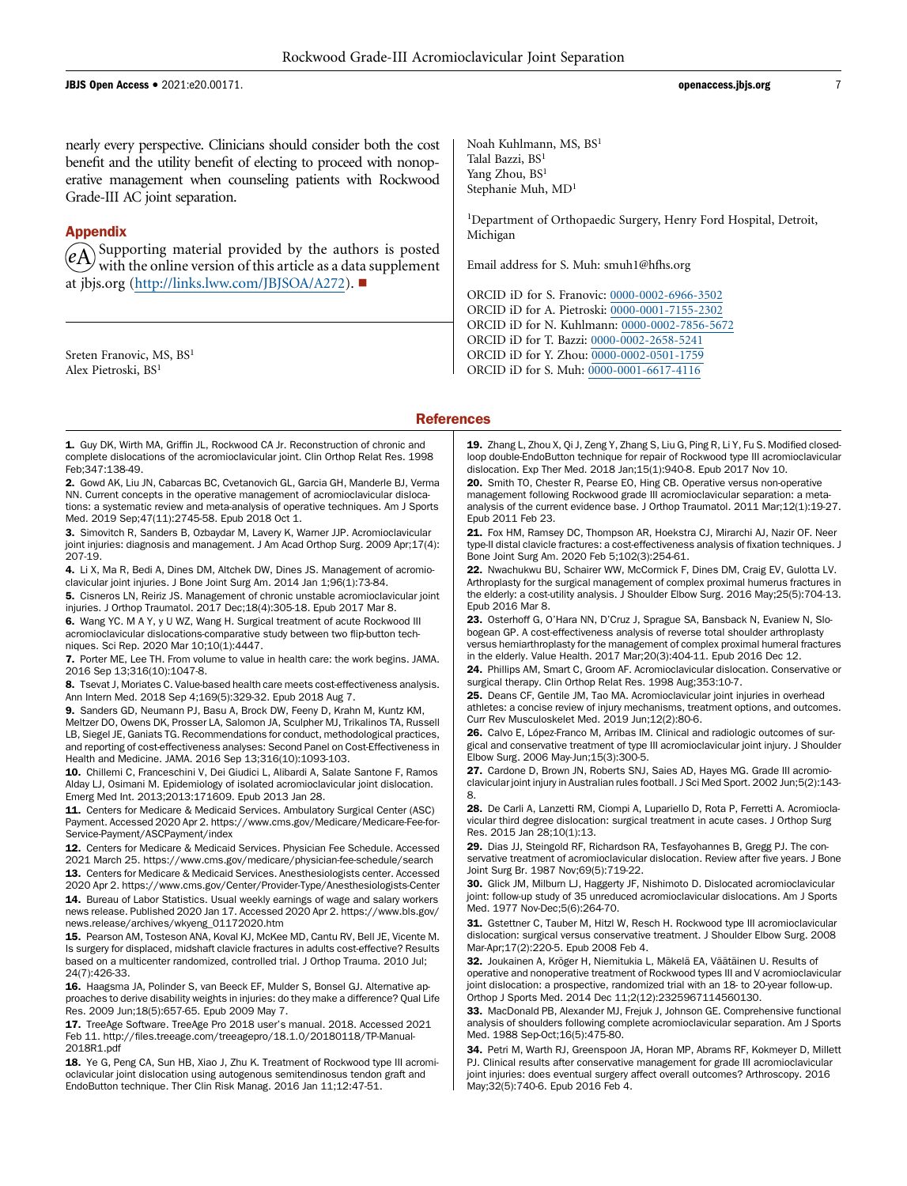nearly every perspective. Clinicians should consider both the cost benefit and the utility benefit of electing to proceed with nonoperative management when counseling patients with Rockwood Grade-III AC joint separation.

## Appendix

Supporting material provided by the authors is posted with the online version of this article as a data supplement at jbjs.org (http://links.lww.com/JBJSOA/A272). ■

Sreten Franovic, MS, BS[1]
Alex Pietroski, BS[1]
Noah Kuhlmann, MS, BS[1]
Talal Bazzi, BS[1]
Yang Zhou, BS[1]
Stephanie Muh, MD[1]

[1]Department of Orthopaedic Surgery, Henry Ford Hospital, Detroit, Michigan

Email address for S. Muh: smuh1@hfhs.org

ORCID iD for S. Franovic: 0000-0002-6966-3502
ORCID iD for A. Pietroski: 0000-0001-7155-2302
ORCID iD for N. Kuhlmann: 0000-0002-7856-5672
ORCID iD for T. Bazzi: 0000-0002-2658-5241
ORCID iD for Y. Zhou: 0000-0002-0501-1759
ORCID iD for S. Muh: 0000-0001-6617-4116

## References

1. Guy DK, Wirth MA, Griffin JL, Rockwood CA Jr. Reconstruction of chronic and complete dislocations of the acromioclavicular joint. Clin Orthop Relat Res. 1998 Feb;347:138-49.
2. Gowd AK, Liu JN, Cabarcas BC, Cvetanovich GL, Garcia GH, Manderle BJ, Verma NN. Current concepts in the operative management of acromioclavicular dislocations: a systematic review and meta-analysis of operative techniques. Am J Sports Med. 2019 Sep;47(11):2745-58. Epub 2018 Oct 1.
3. Simovitch R, Sanders B, Ozbaydar M, Lavery K, Warner JJP. Acromioclavicular joint injuries: diagnosis and management. J Am Acad Orthop Surg. 2009 Apr;17(4): 207-19.
4. Li X, Ma R, Bedi A, Dines DM, Altchek DW, Dines JS. Management of acromioclavicular joint injuries. J Bone Joint Surg Am. 2014 Jan 1;96(1):73-84.
5. Cisneros LN, Reiriz JS. Management of chronic unstable acromioclavicular joint injuries. J Orthop Traumatol. 2017 Dec;18(4):305-18. Epub 2017 Mar 8.
6. Wang YC. M A Y, y U WZ, Wang H. Surgical treatment of acute Rockwood III acromioclavicular dislocations-comparative study between two flip-button techniques. Sci Rep. 2020 Mar 10;10(1):4447.
7. Porter ME, Lee TH. From volume to value in health care: the work begins. JAMA. 2016 Sep 13;316(10):1047-8.
8. Tsevat J, Moriates C. Value-based health care meets cost-effectiveness analysis. Ann Intern Med. 2018 Sep 4;169(5):329-32. Epub 2018 Aug 7.
9. Sanders GD, Neumann PJ, Basu A, Brock DW, Feeny D, Krahn M, Kuntz KM, Meltzer DO, Owens DK, Prosser LA, Salomon JA, Sculpher MJ, Trikalinos TA, Russell LB, Siegel JE, Ganiats TG. Recommendations for conduct, methodological practices, and reporting of cost-effectiveness analyses: Second Panel on Cost-Effectiveness in Health and Medicine. JAMA. 2016 Sep 13;316(10):1093-103.
10. Chillemi C, Franceschini V, Dei Giudici L, Alibardi A, Salate Santone F, Ramos Alday LJ, Osimani M. Epidemiology of isolated acromioclavicular joint dislocation. Emerg Med Int. 2013;2013:171609. Epub 2013 Jan 28.
11. Centers for Medicare & Medicaid Services. Ambulatory Surgical Center (ASC) Payment. Accessed 2020 Apr 2. https://www.cms.gov/Medicare/Medicare-Fee-for-Service-Payment/ASCPayment/index
12. Centers for Medicare & Medicaid Services. Physician Fee Schedule. Accessed 2021 March 25. https://www.cms.gov/medicare/physician-fee-schedule/search
13. Centers for Medicare & Medicaid Services. Anesthesiologists center. Accessed 2020 Apr 2. https://www.cms.gov/Center/Provider-Type/Anesthesiologists-Center
14. Bureau of Labor Statistics. Usual weekly earnings of wage and salary workers news release. Published 2020 Jan 17. Accessed 2020 Apr 2. https://www.bls.gov/news.release/archives/wkyeng_01172020.htm
15. Pearson AM, Tosteson ANA, Koval KJ, McKee MD, Cantu RV, Bell JE, Vicente M. Is surgery for displaced, midshaft clavicle fractures in adults cost-effective? Results based on a multicenter randomized, controlled trial. J Orthop Trauma. 2010 Jul; 24(7):426-33.
16. Haagsma JA, Polinder S, van Beeck EF, Mulder S, Bonsel GJ. Alternative approaches to derive disability weights in injuries: do they make a difference? Qual Life Res. 2009 Jun;18(5):657-65. Epub 2009 May 7.
17. TreeAge Software. TreeAge Pro 2018 user's manual. 2018. Accessed 2021 Feb 11. http://files.treeage.com/treeagepro/18.1.0/20180118/TP-Manual-2018R1.pdf
18. Ye G, Peng CA, Sun HB, Xiao J, Zhu K. Treatment of Rockwood type III acromioclavicular joint dislocation using autogenous semitendinosus tendon graft and EndoButton technique. Ther Clin Risk Manag. 2016 Jan 11;12:47-51.
19. Zhang L, Zhou X, Qi J, Zeng Y, Zhang S, Liu G, Ping R, Li Y, Fu S. Modified closed-loop double-EndoButton technique for repair of Rockwood type III acromioclavicular dislocation. Exp Ther Med. 2018 Jan;15(1):940-8. Epub 2017 Nov 10.
20. Smith TO, Chester R, Pearse EO, Hing CB. Operative versus non-operative management following Rockwood grade III acromioclavicular separation: a meta-analysis of the current evidence base. J Orthop Traumatol. 2011 Mar;12(1):19-27. Epub 2011 Feb 23.
21. Fox HM, Ramsey DC, Thompson AR, Hoekstra CJ, Mirarchi AJ, Nazir OF. Neer type-II distal clavicle fractures: a cost-effectiveness analysis of fixation techniques. J Bone Joint Surg Am. 2020 Feb 5;102(3):254-61.
22. Nwachukwu BU, Schairer WW, McCormick F, Dines DM, Craig EV, Gulotta LV. Arthroplasty for the surgical management of complex proximal humerus fractures in the elderly: a cost-utility analysis. J Shoulder Elbow Surg. 2016 May;25(5):704-13. Epub 2016 Mar 8.
23. Osterhoff G, O'Hara NN, D'Cruz J, Sprague SA, Bansback N, Evaniew N, Slobogean GP. A cost-effectiveness analysis of reverse total shoulder arthroplasty versus hemiarthroplasty for the management of complex proximal humeral fractures in the elderly. Value Health. 2017 Mar;20(3):404-11. Epub 2016 Dec 12.
24. Phillips AM, Smart C, Groom AF. Acromioclavicular dislocation. Conservative or surgical therapy. Clin Orthop Relat Res. 1998 Aug;353:10-7.
25. Deans CF, Gentile JM, Tao MA. Acromioclavicular joint injuries in overhead athletes: a concise review of injury mechanisms, treatment options, and outcomes. Curr Rev Musculoskelet Med. 2019 Jun;12(2):80-6.
26. Calvo E, López-Franco M, Arribas IM. Clinical and radiologic outcomes of surgical and conservative treatment of type III acromioclavicular joint injury. J Shoulder Elbow Surg. 2006 May-Jun;15(3):300-5.
27. Cardone D, Brown JN, Roberts SNJ, Saies AD, Hayes MG. Grade III acromioclavicular joint injury in Australian rules football. J Sci Med Sport. 2002 Jun;5(2):143-8.
28. De Carli A, Lanzetti RM, Ciompi A, Lupariello D, Rota P, Ferretti A. Acromioclavicular third degree dislocation: surgical treatment in acute cases. J Orthop Surg Res. 2015 Jan 28;10(1):13.
29. Dias JJ, Steingold RF, Richardson RA, Tesfayohannes B, Gregg PJ. The conservative treatment of acromioclavicular dislocation. Review after five years. J Bone Joint Surg Br. 1987 Nov;69(5):719-22.
30. Glick JM, Milburn LJ, Haggerty JF, Nishimoto D. Dislocated acromioclavicular joint: follow-up study of 35 unreduced acromioclavicular dislocations. Am J Sports Med. 1977 Nov-Dec;5(6):264-70.
31. Gstettner C, Tauber M, Hitzl W, Resch H. Rockwood type III acromioclavicular dislocation: surgical versus conservative treatment. J Shoulder Elbow Surg. 2008 Mar-Apr;17(2):220-5. Epub 2008 Feb 4.
32. Joukainen A, Kröger H, Niemitukia L, Mäkelä EA, Väätäinen U. Results of operative and nonoperative treatment of Rockwood types III and V acromioclavicular joint dislocation: a prospective, randomized trial with an 18- to 20-year follow-up. Orthop J Sports Med. 2014 Dec 11;2(12):2325967114560130.
33. MacDonald PB, Alexander MJ, Frejuk J, Johnson GE. Comprehensive functional analysis of shoulders following complete acromioclavicular separation. Am J Sports Med. 1988 Sep-Oct;16(5):475-80.
34. Petri M, Warth RJ, Greenspoon JA, Horan MP, Abrams RF, Kokmeyer D, Millett PJ. Clinical results after conservative management for grade III acromioclavicular joint injuries: does eventual surgery affect overall outcomes? Arthroscopy. 2016 May;32(5):740-6. Epub 2016 Feb 4.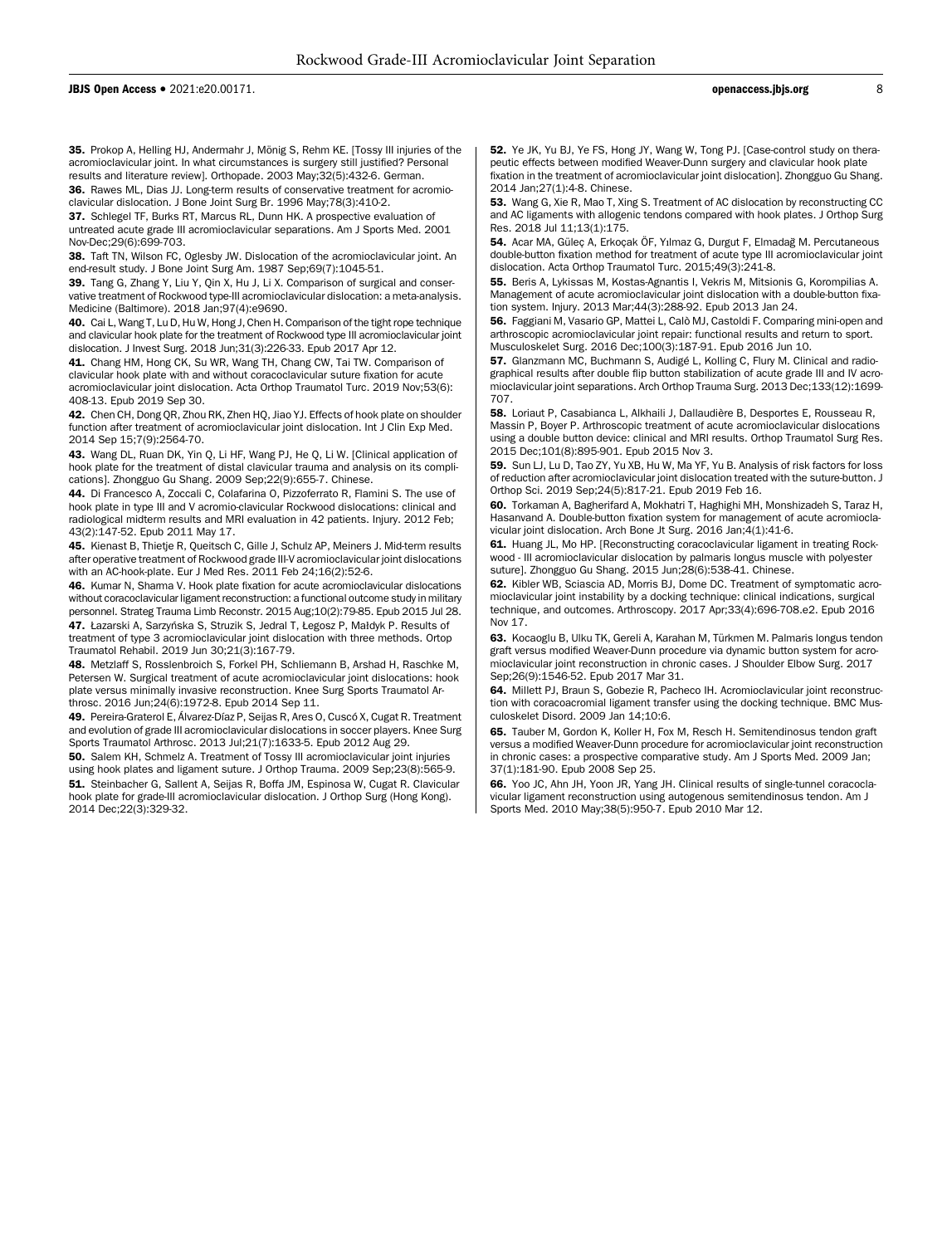35. Prokop A, Helling HJ, Andermahr J, Mönig S, Rehm KE. [Tossy III injuries of the acromioclavicular joint. In what circumstances is surgery still justified? Personal results and literature review]. Orthopade. 2003 May;32(5):432-6. German.

36. Rawes ML, Dias JJ. Long-term results of conservative treatment for acromioclavicular dislocation. J Bone Joint Surg Br. 1996 May;78(3):410-2.

37. Schlegel TF, Burks RT, Marcus RL, Dunn HK. A prospective evaluation of untreated acute grade III acromioclavicular separations. Am J Sports Med. 2001 Nov-Dec;29(6):699-703.

38. Taft TN, Wilson FC, Oglesby JW. Dislocation of the acromioclavicular joint. An end-result study. J Bone Joint Surg Am. 1987 Sep;69(7):1045-51.

39. Tang G, Zhang Y, Liu Y, Qin X, Hu J, Li X. Comparison of surgical and conservative treatment of Rockwood type-III acromioclavicular dislocation: a meta-analysis. Medicine (Baltimore). 2018 Jan;97(4):e9690.

40. Cai L, Wang T, Lu D, Hu W, Hong J, Chen H. Comparison of the tight rope technique and clavicular hook plate for the treatment of Rockwood type III acromioclavicular joint dislocation. J Invest Surg. 2018 Jun;31(3):226-33. Epub 2017 Apr 12.

41. Chang HM, Hong CK, Su WR, Wang TH, Chang CW, Tai TW. Comparison of clavicular hook plate with and without coracoclavicular suture fixation for acute acromioclavicular joint dislocation. Acta Orthop Traumatol Turc. 2019 Nov;53(6): 408-13. Epub 2019 Sep 30.

42. Chen CH, Dong QR, Zhou RK, Zhen HQ, Jiao YJ. Effects of hook plate on shoulder function after treatment of acromioclavicular joint dislocation. Int J Clin Exp Med. 2014 Sep 15;7(9):2564-70.

43. Wang DL, Ruan DK, Yin Q, Li HF, Wang PJ, He Q, Li W. [Clinical application of hook plate for the treatment of distal clavicular trauma and analysis on its complications]. Zhongguo Gu Shang. 2009 Sep;22(9):655-7. Chinese.

44. Di Francesco A, Zoccali C, Colafarina O, Pizzoferrato R, Flamini S. The use of hook plate in type III and V acromio-clavicular Rockwood dislocations: clinical and radiological midterm results and MRI evaluation in 42 patients. Injury. 2012 Feb; 43(2):147-52. Epub 2011 May 17.

45. Kienast B, Thietje R, Queitsch C, Gille J, Schulz AP, Meiners J. Mid-term results after operative treatment of Rockwood grade III-V acromioclavicular joint dislocations with an AC-hook-plate. Eur J Med Res. 2011 Feb 24;16(2):52-6.

46. Kumar N, Sharma V. Hook plate fixation for acute acromioclavicular dislocations without coracoclavicular ligament reconstruction: a functional outcome study in military personnel. Strateg Trauma Limb Reconstr. 2015 Aug;10(2):79-85. Epub 2015 Jul 28.

47. Łazarski A, Sarzyńska S, Struzik S, Jedral T, Łegosz P, Małdyk P. Results of treatment of type 3 acromioclavicular joint dislocation with three methods. Ortop Traumatol Rehabil. 2019 Jun 30;21(3):167-79.

48. Metzlaff S, Rosslenbroich S, Forkel PH, Schliemann B, Arshad H, Raschke M, Petersen W. Surgical treatment of acute acromioclavicular joint dislocations: hook plate versus minimally invasive reconstruction. Knee Surg Sports Traumatol Arthrosc. 2016 Jun;24(6):1972-8. Epub 2014 Sep 11.

49. Pereira-Graterol E, Álvarez-Díaz P, Seijas R, Ares O, Cuscó X, Cugat R. Treatment and evolution of grade III acromioclavicular dislocations in soccer players. Knee Surg Sports Traumatol Arthrosc. 2013 Jul;21(7):1633-5. Epub 2012 Aug 29.

50. Salem KH, Schmelz A. Treatment of Tossy III acromioclavicular joint injuries using hook plates and ligament suture. J Orthop Trauma. 2009 Sep;23(8):565-9.

51. Steinbacher G, Sallent A, Seijas R, Boffa JM, Espinosa W, Cugat R. Clavicular hook plate for grade-III acromioclavicular dislocation. J Orthop Surg (Hong Kong). 2014 Dec;22(3):329-32.

52. Ye JK, Yu BJ, Ye FS, Hong JY, Wang W, Tong PJ. [Case-control study on therapeutic effects between modified Weaver-Dunn surgery and clavicular hook plate fixation in the treatment of acromioclavicular joint dislocation]. Zhongguo Gu Shang. 2014 Jan;27(1):4-8. Chinese.

53. Wang G, Xie R, Mao T, Xing S. Treatment of AC dislocation by reconstructing CC and AC ligaments with allogenic tendons compared with hook plates. J Orthop Surg Res. 2018 Jul 11;13(1):175.

54. Acar MA, Güleç A, Erkoçak ÖF, Yılmaz G, Durgut F, Elmadağ M. Percutaneous double-button fixation method for treatment of acute type III acromioclavicular joint dislocation. Acta Orthop Traumatol Turc. 2015;49(3):241-8.

55. Beris A, Lykissas M, Kostas-Agnantis I, Vekris M, Mitsionis G, Korompilias A. Management of acute acromioclavicular joint dislocation with a double-button fixation system. Injury. 2013 Mar;44(3):288-92. Epub 2013 Jan 24.

56. Faggiani M, Vasario GP, Mattei L, Calò MJ, Castoldi F. Comparing mini-open and arthroscopic acromioclavicular joint repair: functional results and return to sport. Musculoskelet Surg. 2016 Dec;100(3):187-91. Epub 2016 Jun 10.

57. Glanzmann MC, Buchmann S, Audigé L, Kolling C, Flury M. Clinical and radiographical results after double flip button stabilization of acute grade III and IV acromioclavicular joint separations. Arch Orthop Trauma Surg. 2013 Dec;133(12):1699-707.

58. Loriaut P, Casabianca L, Alkhaili J, Dallaudière B, Desportes E, Rousseau R, Massin P, Boyer P. Arthroscopic treatment of acute acromioclavicular dislocations using a double button device: clinical and MRI results. Orthop Traumatol Surg Res. 2015 Dec;101(8):895-901. Epub 2015 Nov 3.

59. Sun LJ, Lu D, Tao ZY, Yu XB, Hu W, Ma YF, Yu B. Analysis of risk factors for loss of reduction after acromioclavicular joint dislocation treated with the suture-button. J Orthop Sci. 2019 Sep;24(5):817-21. Epub 2019 Feb 16.

60. Torkaman A, Bagherifard A, Mokhatri T, Haghighi MH, Monshizadeh S, Taraz H, Hasanvand A. Double-button fixation system for management of acute acromioclavicular joint dislocation. Arch Bone Jt Surg. 2016 Jan;4(1):41-6.

61. Huang JL, Mo HP. [Reconstructing coracoclavicular ligament in treating Rockwood - III acromioclavicular dislocation by palmaris longus muscle with polyester suture]. Zhongguo Gu Shang. 2015 Jun;28(6):538-41. Chinese.

62. Kibler WB, Sciascia AD, Morris BJ, Dome DC. Treatment of symptomatic acromioclavicular joint instability by a docking technique: clinical indications, surgical technique, and outcomes. Arthroscopy. 2017 Apr;33(4):696-708.e2. Epub 2016 Nov 17.

63. Kocaoglu B, Ulku TK, Gereli A, Karahan M, Türkmen M. Palmaris longus tendon graft versus modified Weaver-Dunn procedure via dynamic button system for acromioclavicular joint reconstruction in chronic cases. J Shoulder Elbow Surg. 2017 Sep;26(9):1546-52. Epub 2017 Mar 31.

64. Millett PJ, Braun S, Gobezie R, Pacheco IH. Acromioclavicular joint reconstruction with coracoacromial ligament transfer using the docking technique. BMC Musculoskelet Disord. 2009 Jan 14;10:6.

65. Tauber M, Gordon K, Koller H, Fox M, Resch H. Semitendinosus tendon graft versus a modified Weaver-Dunn procedure for acromioclavicular joint reconstruction in chronic cases: a prospective comparative study. Am J Sports Med. 2009 Jan; 37(1):181-90. Epub 2008 Sep 25.

66. Yoo JC, Ahn JH, Yoon JR, Yang JH. Clinical results of single-tunnel coracoclavicular ligament reconstruction using autogenous semitendinosus tendon. Am J Sports Med. 2010 May;38(5):950-7. Epub 2010 Mar 12.